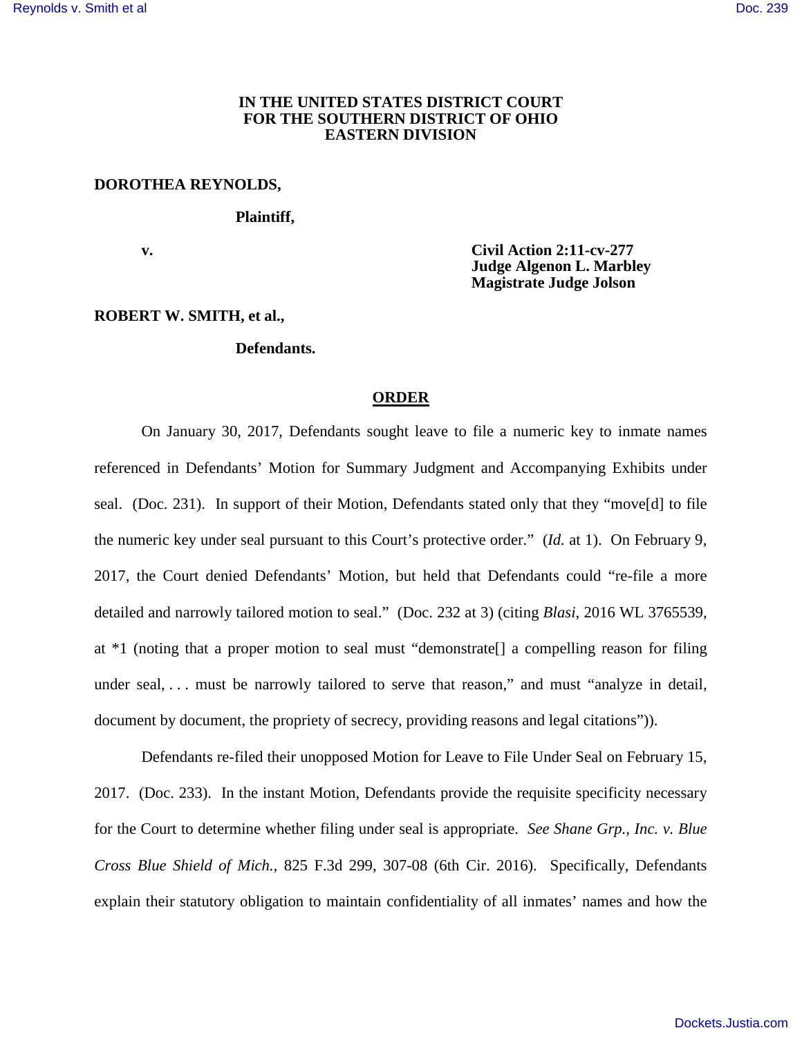**IN THE UNITED STATES DISTRICT COURT**
**FOR THE SOUTHERN DISTRICT OF OHIO**
**EASTERN DIVISION**

**DOROTHEA REYNOLDS,**

**Plaintiff,**

**v.**

**Civil Action 2:11-cv-277**
**Judge Algenon L. Marbley**
**Magistrate Judge Jolson**

**ROBERT W. SMITH, et al.,**

**Defendants.**

**ORDER**

On January 30, 2017, Defendants sought leave to file a numeric key to inmate names referenced in Defendants' Motion for Summary Judgment and Accompanying Exhibits under seal. (Doc. 231). In support of their Motion, Defendants stated only that they "move[d] to file the numeric key under seal pursuant to this Court's protective order." (*Id.* at 1). On February 9, 2017, the Court denied Defendants' Motion, but held that Defendants could "re-file a more detailed and narrowly tailored motion to seal." (Doc. 232 at 3) (citing *Blasi*, 2016 WL 3765539, at *1 (noting that a proper motion to seal must "demonstrate[] a compelling reason for filing under seal, . . . must be narrowly tailored to serve that reason," and must "analyze in detail, document by document, the propriety of secrecy, providing reasons and legal citations")).

Defendants re-filed their unopposed Motion for Leave to File Under Seal on February 15, 2017. (Doc. 233). In the instant Motion, Defendants provide the requisite specificity necessary for the Court to determine whether filing under seal is appropriate. *See Shane Grp., Inc. v. Blue Cross Blue Shield of Mich.*, 825 F.3d 299, 307-08 (6th Cir. 2016). Specifically, Defendants explain their statutory obligation to maintain confidentiality of all inmates' names and how the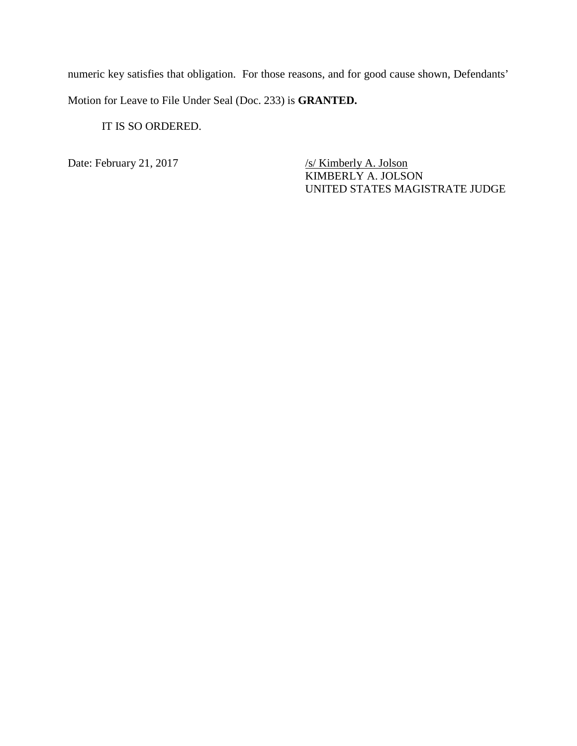numeric key satisfies that obligation. For those reasons, and for good cause shown, Defendants' Motion for Leave to File Under Seal (Doc. 233) is **GRANTED.**

IT IS SO ORDERED.

Date: February 21, 2017

/s/ Kimberly A. Jolson
KIMBERLY A. JOLSON
UNITED STATES MAGISTRATE JUDGE